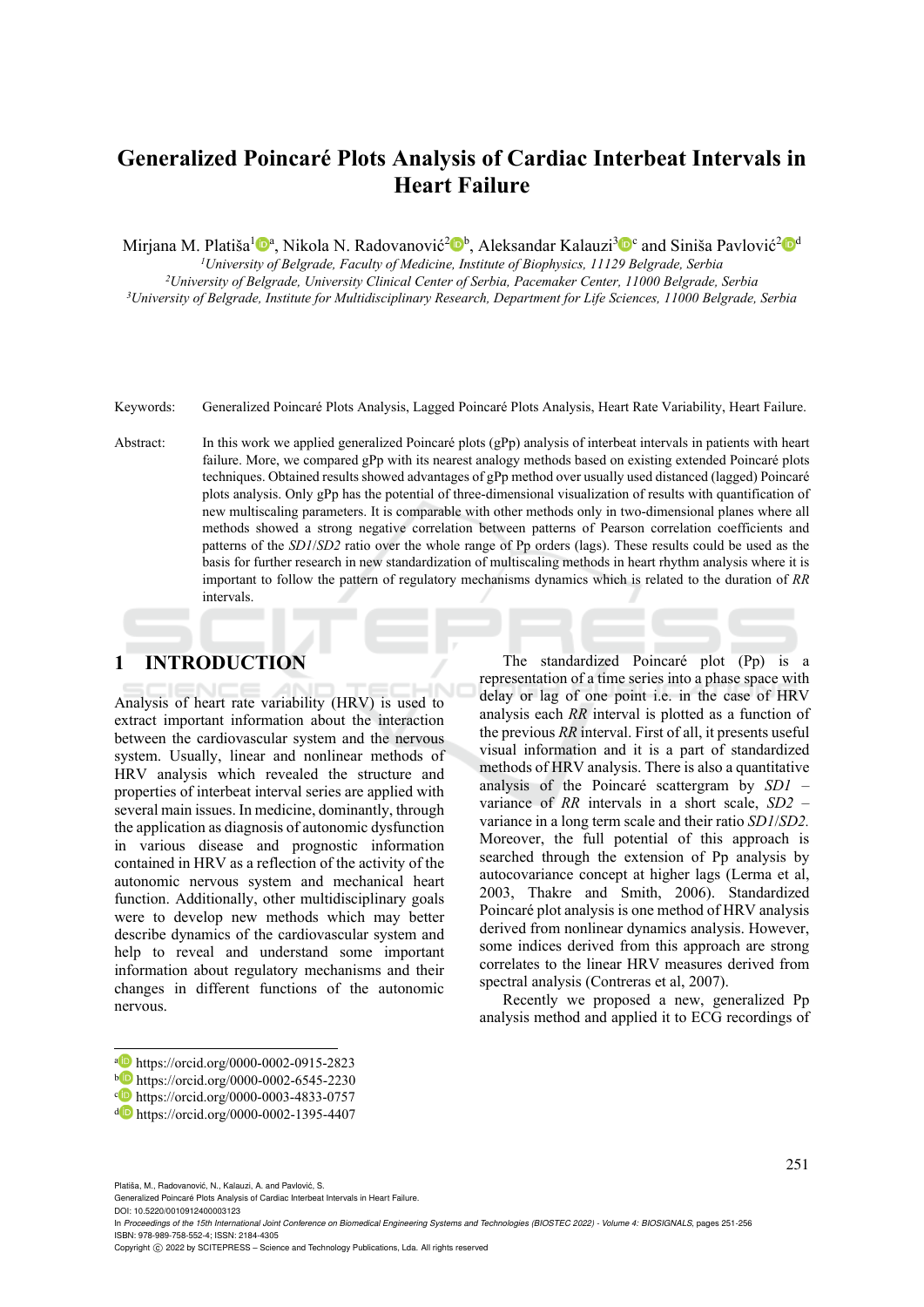# Generalized Poincaré Plots Analysis of Cardiac Interbeat Intervals in Heart Failure

Mirjana M. Platiša[1][a], Nikola N. Radovanović[2][b], Aleksandar Kalauzi[3][c] and Siniša Pavlović[2][d]

[1]University of Belgrade, Faculty of Medicine, Institute of Biophysics, 11129 Belgrade, Serbia
[2]University of Belgrade, University Clinical Center of Serbia, Pacemaker Center, 11000 Belgrade, Serbia
[3]University of Belgrade, Institute for Multidisciplinary Research, Department for Life Sciences, 11000 Belgrade, Serbia

Keywords: Generalized Poincaré Plots Analysis, Lagged Poincaré Plots Analysis, Heart Rate Variability, Heart Failure.

Abstract: In this work we applied generalized Poincaré plots (gPp) analysis of interbeat intervals in patients with heart failure. More, we compared gPp with its nearest analogy methods based on existing extended Poincaré plots techniques. Obtained results showed advantages of gPp method over usually used distanced (lagged) Poincaré plots analysis. Only gPp has the potential of three-dimensional visualization of results with quantification of new multiscaling parameters. It is comparable with other methods only in two-dimensional planes where all methods showed a strong negative correlation between patterns of Pearson correlation coefficients and patterns of the *SD1*/*SD2* ratio over the whole range of Pp orders (lags). These results could be used as the basis for further research in new standardization of multiscaling methods in heart rhythm analysis where it is important to follow the pattern of regulatory mechanisms dynamics which is related to the duration of *RR* intervals.

## 1 INTRODUCTION

Analysis of heart rate variability (HRV) is used to extract important information about the interaction between the cardiovascular system and the nervous system. Usually, linear and nonlinear methods of HRV analysis which revealed the structure and properties of interbeat interval series are applied with several main issues. In medicine, dominantly, through the application as diagnosis of autonomic dysfunction in various disease and prognostic information contained in HRV as a reflection of the activity of the autonomic nervous system and mechanical heart function. Additionally, other multidisciplinary goals were to develop new methods which may better describe dynamics of the cardiovascular system and help to reveal and understand some important information about regulatory mechanisms and their changes in different functions of the autonomic nervous.

The standardized Poincaré plot (Pp) is a representation of a time series into a phase space with delay or lag of one point i.e. in the case of HRV analysis each *RR* interval is plotted as a function of the previous *RR* interval. First of all, it presents useful visual information and it is a part of standardized methods of HRV analysis. There is also a quantitative analysis of the Poincaré scattergram by *SD1* – variance of *RR* intervals in a short scale, *SD2* – variance in a long term scale and their ratio *SD1*/*SD2.* Moreover, the full potential of this approach is searched through the extension of Pp analysis by autocovariance concept at higher lags (Lerma et al, 2003, Thakre and Smith, 2006). Standardized Poincaré plot analysis is one method of HRV analysis derived from nonlinear dynamics analysis. However, some indices derived from this approach are strong correlates to the linear HRV measures derived from spectral analysis (Contreras et al, 2007).

Recently we proposed a new, generalized Pp analysis method and applied it to ECG recordings of

[a] https://orcid.org/0000-0002-0915-2823
[b] https://orcid.org/0000-0002-6545-2230
[c] https://orcid.org/0000-0003-4833-0757
[d] https://orcid.org/0000-0002-1395-4407

Platiša, M., Radovanović, N., Kalauzi, A. and Pavlović, S.
Generalized Poincaré Plots Analysis of Cardiac Interbeat Intervals in Heart Failure.
DOI: 10.5220/0010912400003123
In *Proceedings of the 15th International Joint Conference on Biomedical Engineering Systems and Technologies (BIOSTEC 2022) - Volume 4: BIOSIGNALS*, pages 251-256
ISBN: 978-989-758-552-4; ISSN: 2184-4305
Copyright © 2022 by SCITEPRESS – Science and Technology Publications, Lda. All rights reserved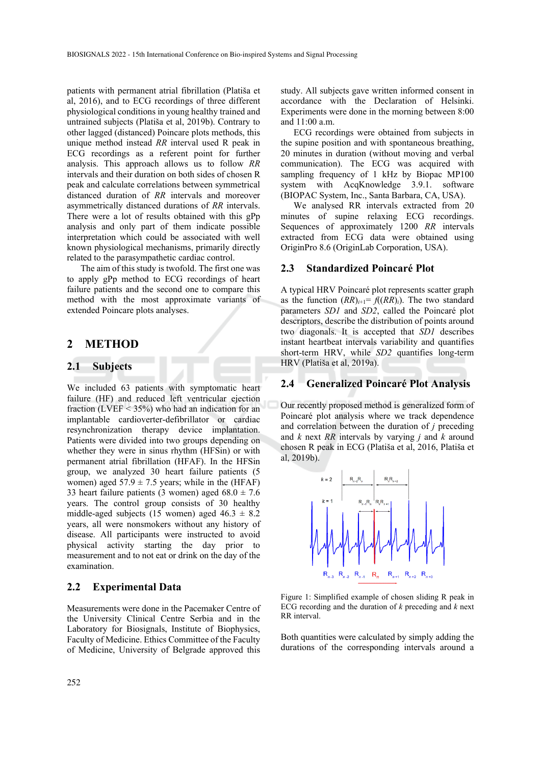patients with permanent atrial fibrillation (Platiša et al, 2016), and to ECG recordings of three different physiological conditions in young healthy trained and untrained subjects (Platiša et al, 2019b). Contrary to other lagged (distanced) Poincare plots methods, this unique method instead *RR* interval used R peak in ECG recordings as a referent point for further analysis. This approach allows us to follow *RR* intervals and their duration on both sides of chosen R peak and calculate correlations between symmetrical distanced duration of *RR* intervals and moreover asymmetrically distanced durations of *RR* intervals. There were a lot of results obtained with this gPp analysis and only part of them indicate possible interpretation which could be associated with well known physiological mechanisms, primarily directly related to the parasympathetic cardiac control.

The aim of this study is twofold. The first one was to apply gPp method to ECG recordings of heart failure patients and the second one to compare this method with the most approximate variants of extended Poincare plots analyses.

## 2 METHOD

### 2.1 Subjects

We included 63 patients with symptomatic heart failure (HF) and reduced left ventricular ejection fraction (LVEF < 35%) who had an indication for an implantable cardioverter-defibrillator or cardiac resynchronization therapy device implantation. Patients were divided into two groups depending on whether they were in sinus rhythm (HFSin) or with permanent atrial fibrillation (HFAF). In the HFSin group, we analyzed 30 heart failure patients (5 women) aged 57.9 ± 7.5 years; while in the (HFAF) 33 heart failure patients (3 women) aged 68.0 ± 7.6 years. The control group consists of 30 healthy middle-aged subjects (15 women) aged 46.3 ± 8.2 years, all were nonsmokers without any history of disease. All participants were instructed to avoid physical activity starting the day prior to measurement and to not eat or drink on the day of the examination.

### 2.2 Experimental Data

Measurements were done in the Pacemaker Centre of the University Clinical Centre Serbia and in the Laboratory for Biosignals, Institute of Biophysics, Faculty of Medicine. Ethics Committee of the Faculty of Medicine, University of Belgrade approved this study. All subjects gave written informed consent in accordance with the Declaration of Helsinki. Experiments were done in the morning between 8:00 and 11:00 a.m.

ECG recordings were obtained from subjects in the supine position and with spontaneous breathing, 20 minutes in duration (without moving and verbal communication). The ECG was acquired with sampling frequency of 1 kHz by Biopac MP100 system with AcqKnowledge 3.9.1. software (BIOPAC System, Inc., Santa Barbara, CA, USA).

We analysed RR intervals extracted from 20 minutes of supine relaxing ECG recordings. Sequences of approximately 1200 *RR* intervals extracted from ECG data were obtained using OriginPro 8.6 (OriginLab Corporation, USA).

### 2.3 Standardized Poincaré Plot

A typical HRV Poincaré plot represents scatter graph as the function $(RR)_{i+1} = f((RR)_i)$. The two standard parameters *SD1* and *SD2*, called the Poincaré plot descriptors, describe the distribution of points around two diagonals. It is accepted that *SD1* describes instant heartbeat intervals variability and quantifies short-term HRV, while *SD2* quantifies long-term HRV (Platiša et al, 2019a).

### 2.4 Generalized Poincaré Plot Analysis

Our recently proposed method is generalized form of Poincaré plot analysis where we track dependence and correlation between the duration of *j* preceding and *k* next *RR* intervals by varying *j* and *k* around chosen R peak in ECG (Platiša et al, 2016, Platiša et al, 2019b).

Figure 1: Simplified example of chosen sliding R peak in ECG recording and the duration of *k* preceding and *k* next RR interval.

Both quantities were calculated by simply adding the durations of the corresponding intervals around a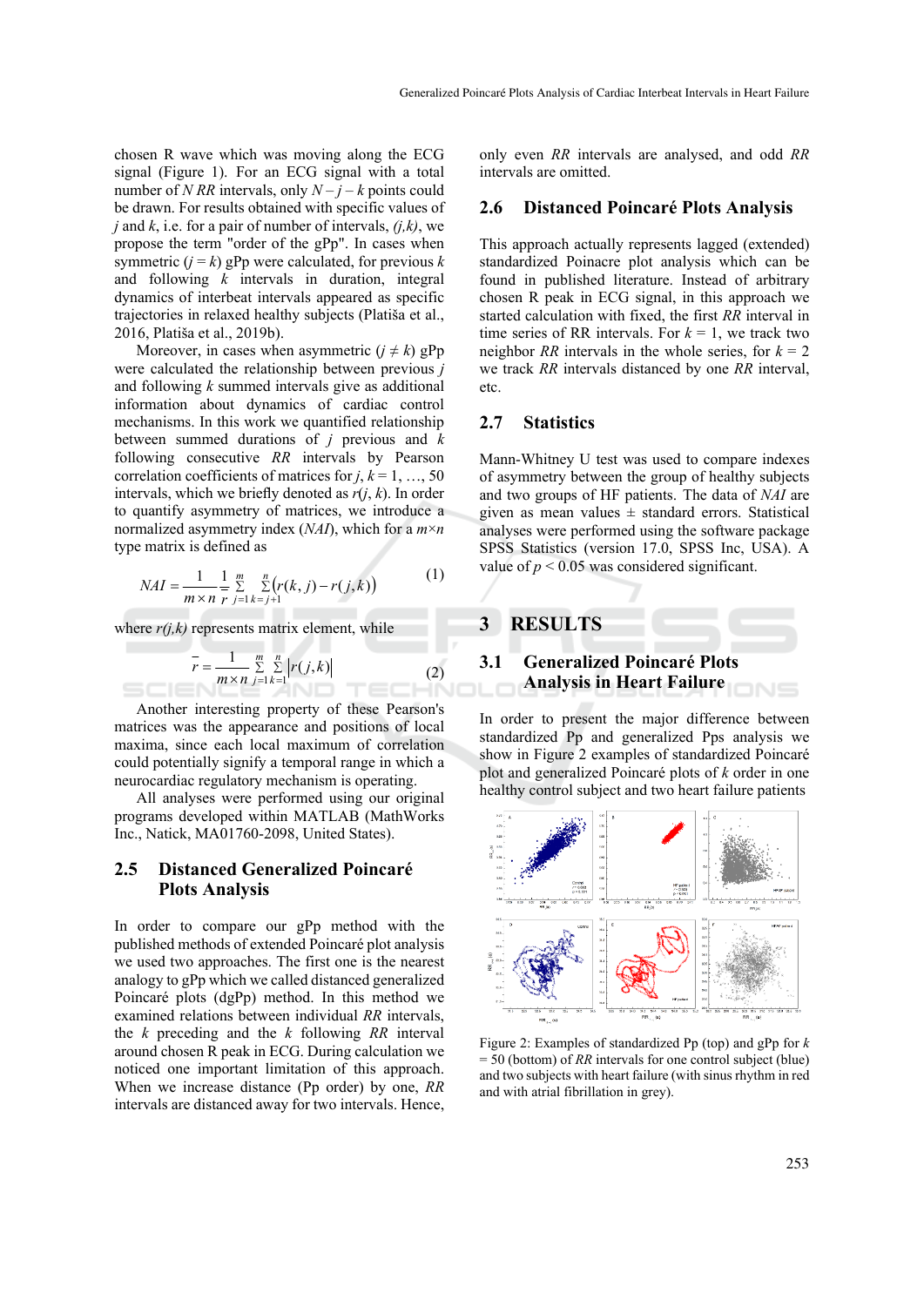chosen R wave which was moving along the ECG signal (Figure 1). For an ECG signal with a total number of $N$ $RR$ intervals, only $N - j - k$ points could be drawn. For results obtained with specific values of $j$ and $k$, i.e. for a pair of number of intervals, $(j,k)$, we propose the term "order of the gPp". In cases when symmetric ($j = k$) gPp were calculated, for previous $k$ and following $k$ intervals in duration, integral dynamics of interbeat intervals appeared as specific trajectories in relaxed healthy subjects (Platiša et al., 2016, Platiša et al., 2019b).

Moreover, in cases when asymmetric ($j \neq k$) gPp were calculated the relationship between previous $j$ and following $k$ summed intervals give as additional information about dynamics of cardiac control mechanisms. In this work we quantified relationship between summed durations of $j$ previous and $k$ following consecutive $RR$ intervals by Pearson correlation coefficients of matrices for $j, k = 1, \ldots, 50$ intervals, which we briefly denoted as $r(j, k)$. In order to quantify asymmetry of matrices, we introduce a normalized asymmetry index ($NAI$), which for a $m \times n$ type matrix is defined as

$$NAI = \frac{1}{m \times n} \frac{1}{\bar{r}} \sum_{j=1}^{m} \sum_{k=j+1}^{n} \left( r(k,j) - r(j,k) \right) \tag{1}$$

where $r(j,k)$ represents matrix element, while

$$\bar{r} = \frac{1}{m \times n} \sum_{j=1}^{m} \sum_{k=1}^{n} \left| r(j,k) \right| \tag{2}$$

Another interesting property of these Pearson's matrices was the appearance and positions of local maxima, since each local maximum of correlation could potentially signify a temporal range in which a neurocardiac regulatory mechanism is operating.

All analyses were performed using our original programs developed within MATLAB (MathWorks Inc., Natick, MA01760-2098, United States).

## 2.5 Distanced Generalized Poincaré Plots Analysis

In order to compare our gPp method with the published methods of extended Poincaré plot analysis we used two approaches. The first one is the nearest analogy to gPp which we called distanced generalized Poincaré plots (dgPp) method. In this method we examined relations between individual $RR$ intervals, the $k$ preceding and the $k$ following $RR$ interval around chosen R peak in ECG. During calculation we noticed one important limitation of this approach. When we increase distance (Pp order) by one, $RR$ intervals are distanced away for two intervals. Hence, only even $RR$ intervals are analysed, and odd $RR$ intervals are omitted.

## 2.6 Distanced Poincaré Plots Analysis

This approach actually represents lagged (extended) standardized Poinacre plot analysis which can be found in published literature. Instead of arbitrary chosen R peak in ECG signal, in this approach we started calculation with fixed, the first $RR$ interval in time series of RR intervals. For $k = 1$, we track two neighbor $RR$ intervals in the whole series, for $k = 2$ we track $RR$ intervals distanced by one $RR$ interval, etc.

## 2.7 Statistics

Mann-Whitney U test was used to compare indexes of asymmetry between the group of healthy subjects and two groups of HF patients. The data of $NAI$ are given as mean values ± standard errors. Statistical analyses were performed using the software package SPSS Statistics (version 17.0, SPSS Inc, USA). A value of $p < 0.05$ was considered significant.

# 3 RESULTS

## 3.1 Generalized Poincaré Plots Analysis in Heart Failure

In order to present the major difference between standardized Pp and generalized Pps analysis we show in Figure 2 examples of standardized Poincaré plot and generalized Poincaré plots of $k$ order in one healthy control subject and two heart failure patients

Figure 2: Examples of standardized Pp (top) and gPp for $k = 50$ (bottom) of $RR$ intervals for one control subject (blue) and two subjects with heart failure (with sinus rhythm in red and with atrial fibrillation in grey).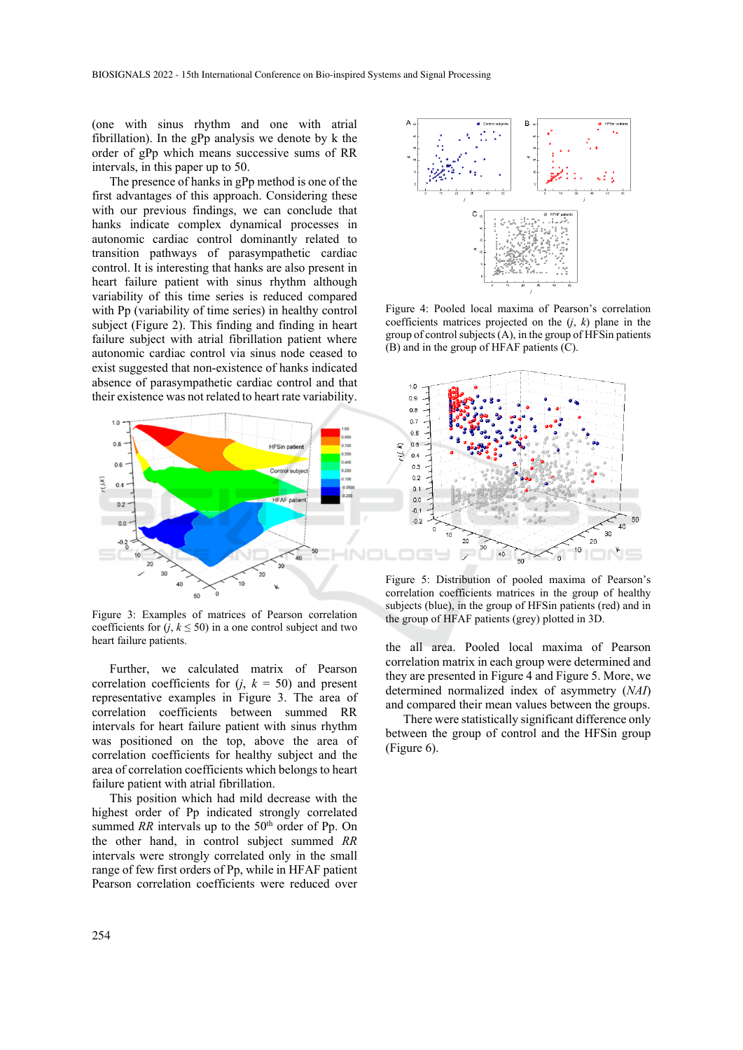(one with sinus rhythm and one with atrial fibrillation). In the gPp analysis we denote by k the order of gPp which means successive sums of RR intervals, in this paper up to 50.

The presence of hanks in gPp method is one of the first advantages of this approach. Considering these with our previous findings, we can conclude that hanks indicate complex dynamical processes in autonomic cardiac control dominantly related to transition pathways of parasympathetic cardiac control. It is interesting that hanks are also present in heart failure patient with sinus rhythm although variability of this time series is reduced compared with Pp (variability of time series) in healthy control subject (Figure 2). This finding and finding in heart failure subject with atrial fibrillation patient where autonomic cardiac control via sinus node ceased to exist suggested that non-existence of hanks indicated absence of parasympathetic cardiac control and that their existence was not related to heart rate variability.

Figure 3: Examples of matrices of Pearson correlation coefficients for ($j$, $k \leq 50$) in a one control subject and two heart failure patients.

Further, we calculated matrix of Pearson correlation coefficients for ($j$, $k$ = 50) and present representative examples in Figure 3. The area of correlation coefficients between summed RR intervals for heart failure patient with sinus rhythm was positioned on the top, above the area of correlation coefficients for healthy subject and the area of correlation coefficients which belongs to heart failure patient with atrial fibrillation.

This position which had mild decrease with the highest order of Pp indicated strongly correlated summed *RR* intervals up to the 50[th] order of Pp. On the other hand, in control subject summed *RR* intervals were strongly correlated only in the small range of few first orders of Pp, while in HFAF patient Pearson correlation coefficients were reduced over the all area. Pooled local maxima of Pearson correlation matrix in each group were determined and they are presented in Figure 4 and Figure 5. More, we determined normalized index of asymmetry (*NAI*) and compared their mean values between the groups.

There were statistically significant difference only between the group of control and the HFSin group (Figure 6).

Figure 4: Pooled local maxima of Pearson's correlation coefficients matrices projected on the ($j$, $k$) plane in the group of control subjects (A), in the group of HFSin patients (B) and in the group of HFAF patients (C).

Figure 5: Distribution of pooled maxima of Pearson's correlation coefficients matrices in the group of healthy subjects (blue), in the group of HFSin patients (red) and in the group of HFAF patients (grey) plotted in 3D.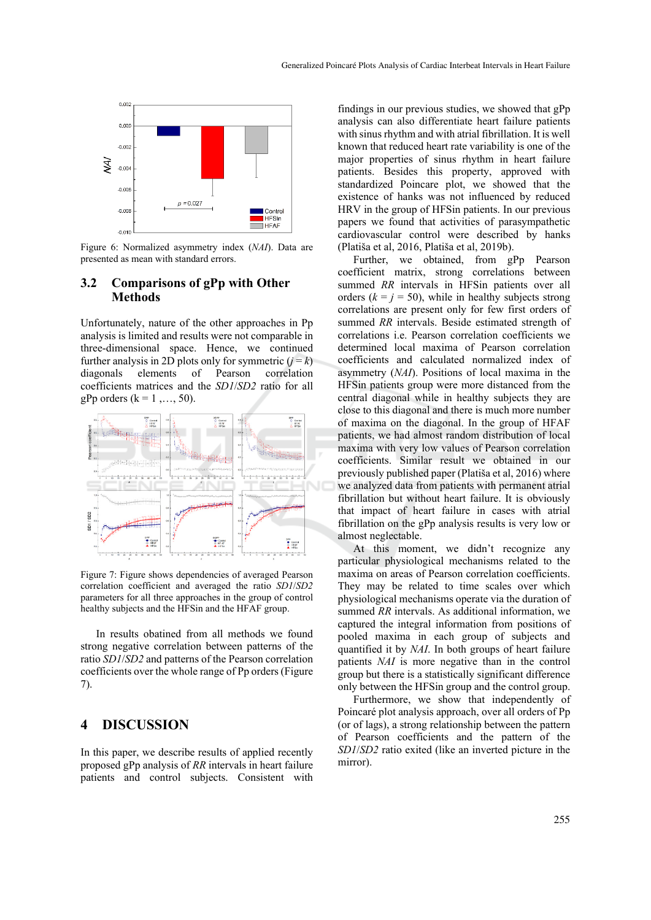Figure 6: Normalized asymmetry index (*NAI*). Data are presented as mean with standard errors.

### 3.2 Comparisons of gPp with Other Methods

Unfortunately, nature of the other approaches in Pp analysis is limited and results were not comparable in three-dimensional space. Hence, we continued further analysis in 2D plots only for symmetric ($j = k$) diagonals elements of Pearson correlation coefficients matrices and the *SD1*/*SD2* ratio for all gPp orders (k = 1 ,…, 50).

Figure 7: Figure shows dependencies of averaged Pearson correlation coefficient and averaged the ratio *SD1*/*SD2* parameters for all three approaches in the group of control healthy subjects and the HFSin and the HFAF group.

In results obtained from all methods we found strong negative correlation between patterns of the ratio *SD1*/*SD2* and patterns of the Pearson correlation coefficients over the whole range of Pp orders (Figure 7).

## 4 DISCUSSION

In this paper, we describe results of applied recently proposed gPp analysis of *RR* intervals in heart failure patients and control subjects. Consistent with findings in our previous studies, we showed that gPp analysis can also differentiate heart failure patients with sinus rhythm and with atrial fibrillation. It is well known that reduced heart rate variability is one of the major properties of sinus rhythm in heart failure patients. Besides this property, approved with standardized Poincare plot, we showed that the existence of hanks was not influenced by reduced HRV in the group of HFSin patients. In our previous papers we found that activities of parasympathetic cardiovascular control were described by hanks (Platiša et al, 2016, Platiša et al, 2019b).

Further, we obtained, from gPp Pearson coefficient matrix, strong correlations between summed *RR* intervals in HFSin patients over all orders ($k = j = 50$), while in healthy subjects strong correlations are present only for few first orders of summed *RR* intervals. Beside estimated strength of correlations i.e. Pearson correlation coefficients we determined local maxima of Pearson correlation coefficients and calculated normalized index of asymmetry (*NAI*). Positions of local maxima in the HFSin patients group were more distanced from the central diagonal while in healthy subjects they are close to this diagonal and there is much more number of maxima on the diagonal. In the group of HFAF patients, we had almost random distribution of local maxima with very low values of Pearson correlation coefficients. Similar result we obtained in our previously published paper (Platiša et al, 2016) where we analyzed data from patients with permanent atrial fibrillation but without heart failure. It is obviously that impact of heart failure in cases with atrial fibrillation on the gPp analysis results is very low or almost neglectable.

At this moment, we didn't recognize any particular physiological mechanisms related to the maxima on areas of Pearson correlation coefficients. They may be related to time scales over which physiological mechanisms operate via the duration of summed *RR* intervals. As additional information, we captured the integral information from positions of pooled maxima in each group of subjects and quantified it by *NAI*. In both groups of heart failure patients *NAI* is more negative than in the control group but there is a statistically significant difference only between the HFSin group and the control group.

Furthermore, we show that independently of Poincaré plot analysis approach, over all orders of Pp (or of lags), a strong relationship between the pattern of Pearson coefficients and the pattern of the *SD1*/*SD2* ratio exited (like an inverted picture in the mirror).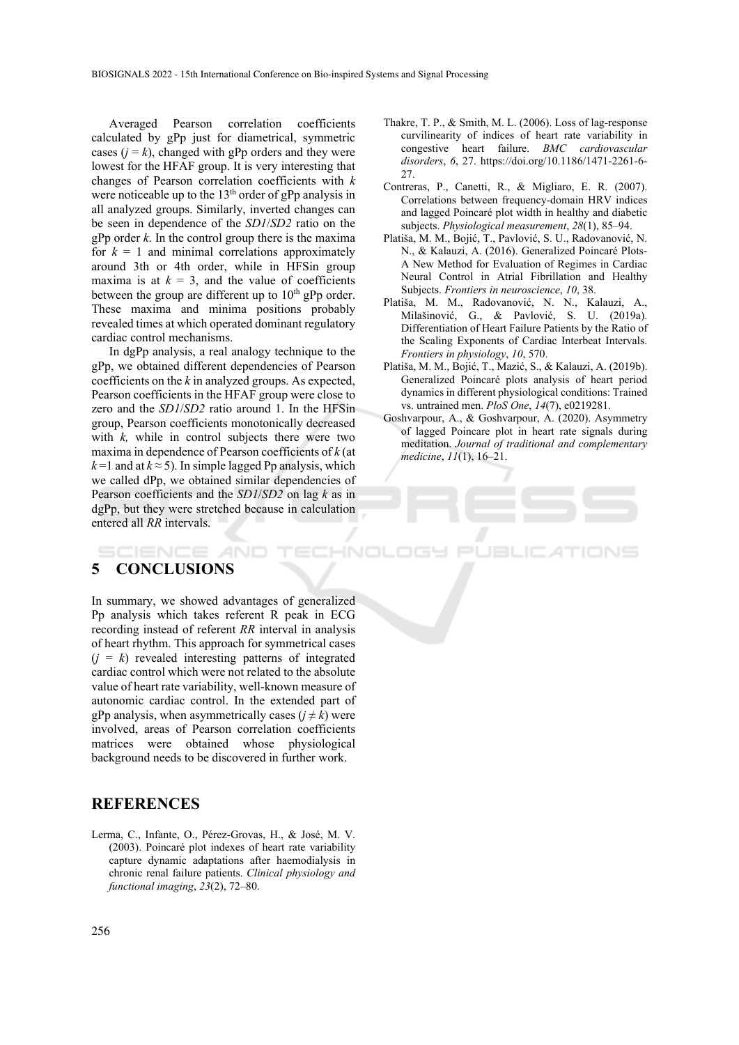Averaged Pearson correlation coefficients calculated by gPp just for diametrical, symmetric cases ($j = k$), changed with gPp orders and they were lowest for the HFAF group. It is very interesting that changes of Pearson correlation coefficients with $k$ were noticeable up to the 13th order of gPp analysis in all analyzed groups. Similarly, inverted changes can be seen in dependence of the *SD1*/*SD2* ratio on the gPp order $k$. In the control group there is the maxima for $k = 1$ and minimal correlations approximately around 3th or 4th order, while in HFSin group maxima is at $k = 3$, and the value of coefficients between the group are different up to 10th gPp order. These maxima and minima positions probably revealed times at which operated dominant regulatory cardiac control mechanisms.

In dgPp analysis, a real analogy technique to the gPp, we obtained different dependencies of Pearson coefficients on the $k$ in analyzed groups. As expected, Pearson coefficients in the HFAF group were close to zero and the *SD1*/*SD2* ratio around 1. In the HFSin group, Pearson coefficients monotonically decreased with $k$, while in control subjects there were two maxima in dependence of Pearson coefficients of $k$ (at $k = 1$ and at $k \approx 5$). In simple lagged Pp analysis, which we called dPp, we obtained similar dependencies of Pearson coefficients and the *SD1*/*SD2* on lag $k$ as in dgPp, but they were stretched because in calculation entered all *RR* intervals.

## 5 CONCLUSIONS

In summary, we showed advantages of generalized Pp analysis which takes referent R peak in ECG recording instead of referent *RR* interval in analysis of heart rhythm. This approach for symmetrical cases ($j = k$) revealed interesting patterns of integrated cardiac control which were not related to the absolute value of heart rate variability, well-known measure of autonomic cardiac control. In the extended part of gPp analysis, when asymmetrically cases ($j \neq k$) were involved, areas of Pearson correlation coefficients matrices were obtained whose physiological background needs to be discovered in further work.

## REFERENCES

Lerma, C., Infante, O., Pérez-Grovas, H., & José, M. V. (2003). Poincaré plot indexes of heart rate variability capture dynamic adaptations after haemodialysis in chronic renal failure patients. *Clinical physiology and functional imaging*, *23*(2), 72–80.

Thakre, T. P., & Smith, M. L. (2006). Loss of lag-response curvilinearity of indices of heart rate variability in congestive heart failure. *BMC cardiovascular disorders*, *6*, 27. https://doi.org/10.1186/1471-2261-6-27.

Contreras, P., Canetti, R., & Migliaro, E. R. (2007). Correlations between frequency-domain HRV indices and lagged Poincaré plot width in healthy and diabetic subjects. *Physiological measurement*, *28*(1), 85–94.

Platiša, M. M., Bojić, T., Pavlović, S. U., Radovanović, N. N., & Kalauzi, A. (2016). Generalized Poincaré Plots-A New Method for Evaluation of Regimes in Cardiac Neural Control in Atrial Fibrillation and Healthy Subjects. *Frontiers in neuroscience*, *10*, 38.

Platiša, M. M., Radovanović, N. N., Kalauzi, A., Milašinović, G., & Pavlović, S. U. (2019a). Differentiation of Heart Failure Patients by the Ratio of the Scaling Exponents of Cardiac Interbeat Intervals. *Frontiers in physiology*, *10*, 570.

Platiša, M. M., Bojić, T., Mazić, S., & Kalauzi, A. (2019b). Generalized Poincaré plots analysis of heart period dynamics in different physiological conditions: Trained vs. untrained men. *PloS One*, *14*(7), e0219281.

Goshvarpour, A., & Goshvarpour, A. (2020). Asymmetry of lagged Poincare plot in heart rate signals during meditation. *Journal of traditional and complementary medicine*, *11*(1), 16–21.